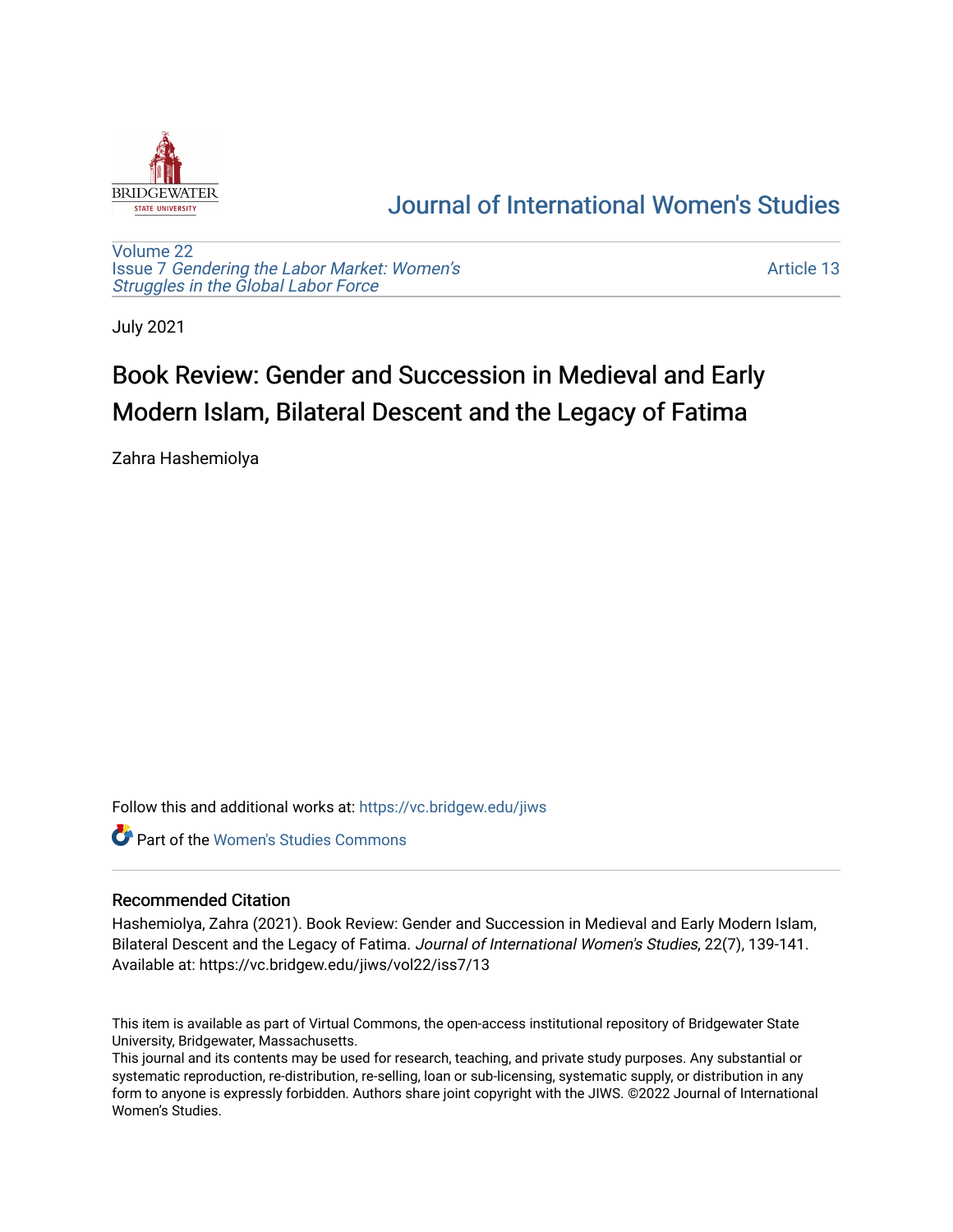Journal of International Women's Studies

Volume 22
Issue 7 *Gendering the Labor Market: Women's Struggles in the Global Labor Force*

Article 13

July 2021

# Book Review: Gender and Succession in Medieval and Early Modern Islam, Bilateral Descent and the Legacy of Fatima

Zahra Hashemiolya

Follow this and additional works at: https://vc.bridgew.edu/jiws

Part of the Women's Studies Commons

## Recommended Citation

Hashemiolya, Zahra (2021). Book Review: Gender and Succession in Medieval and Early Modern Islam, Bilateral Descent and the Legacy of Fatima. *Journal of International Women's Studies*, 22(7), 139-141. Available at: https://vc.bridgew.edu/jiws/vol22/iss7/13

This item is available as part of Virtual Commons, the open-access institutional repository of Bridgewater State University, Bridgewater, Massachusetts.
This journal and its contents may be used for research, teaching, and private study purposes. Any substantial or systematic reproduction, re-distribution, re-selling, loan or sub-licensing, systematic supply, or distribution in any form to anyone is expressly forbidden. Authors share joint copyright with the JIWS. ©2022 Journal of International Women's Studies.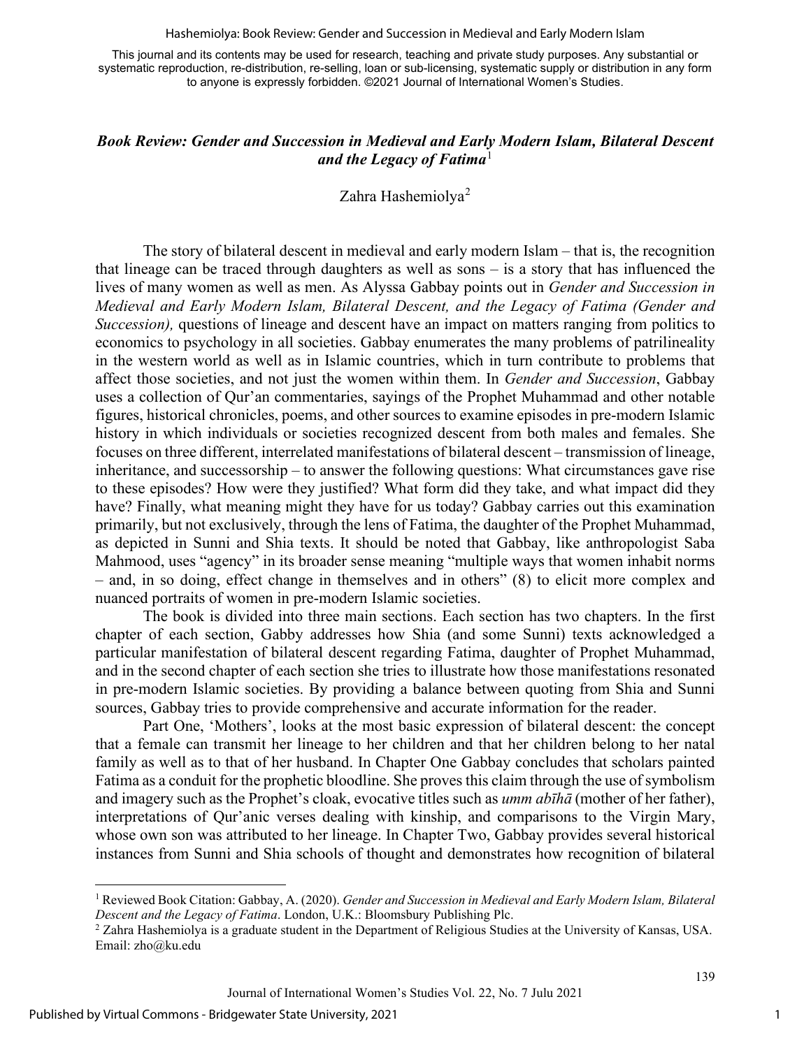## *Book Review: Gender and Succession in Medieval and Early Modern Islam, Bilateral Descent and the Legacy of Fatima*[1]

Zahra Hashemiolya[2]

The story of bilateral descent in medieval and early modern Islam – that is, the recognition that lineage can be traced through daughters as well as sons – is a story that has influenced the lives of many women as well as men. As Alyssa Gabbay points out in *Gender and Succession in Medieval and Early Modern Islam, Bilateral Descent, and the Legacy of Fatima (Gender and Succession),* questions of lineage and descent have an impact on matters ranging from politics to economics to psychology in all societies. Gabbay enumerates the many problems of patrilineality in the western world as well as in Islamic countries, which in turn contribute to problems that affect those societies, and not just the women within them. In *Gender and Succession*, Gabbay uses a collection of Qur'an commentaries, sayings of the Prophet Muhammad and other notable figures, historical chronicles, poems, and other sources to examine episodes in pre-modern Islamic history in which individuals or societies recognized descent from both males and females. She focuses on three different, interrelated manifestations of bilateral descent – transmission of lineage, inheritance, and successorship – to answer the following questions: What circumstances gave rise to these episodes? How were they justified? What form did they take, and what impact did they have? Finally, what meaning might they have for us today? Gabbay carries out this examination primarily, but not exclusively, through the lens of Fatima, the daughter of the Prophet Muhammad, as depicted in Sunni and Shia texts. It should be noted that Gabbay, like anthropologist Saba Mahmood, uses "agency" in its broader sense meaning "multiple ways that women inhabit norms – and, in so doing, effect change in themselves and in others" (8) to elicit more complex and nuanced portraits of women in pre-modern Islamic societies.

The book is divided into three main sections. Each section has two chapters. In the first chapter of each section, Gabby addresses how Shia (and some Sunni) texts acknowledged a particular manifestation of bilateral descent regarding Fatima, daughter of Prophet Muhammad, and in the second chapter of each section she tries to illustrate how those manifestations resonated in pre-modern Islamic societies. By providing a balance between quoting from Shia and Sunni sources, Gabbay tries to provide comprehensive and accurate information for the reader.

Part One, 'Mothers', looks at the most basic expression of bilateral descent: the concept that a female can transmit her lineage to her children and that her children belong to her natal family as well as to that of her husband. In Chapter One Gabbay concludes that scholars painted Fatima as a conduit for the prophetic bloodline. She proves this claim through the use of symbolism and imagery such as the Prophet's cloak, evocative titles such as *umm abīhā* (mother of her father), interpretations of Qur'anic verses dealing with kinship, and comparisons to the Virgin Mary, whose own son was attributed to her lineage. In Chapter Two, Gabbay provides several historical instances from Sunni and Shia schools of thought and demonstrates how recognition of bilateral

---

[1] Reviewed Book Citation: Gabbay, A. (2020). *Gender and Succession in Medieval and Early Modern Islam, Bilateral Descent and the Legacy of Fatima*. London, U.K.: Bloomsbury Publishing Plc.

[2] Zahra Hashemiolya is a graduate student in the Department of Religious Studies at the University of Kansas, USA. Email: zho@ku.edu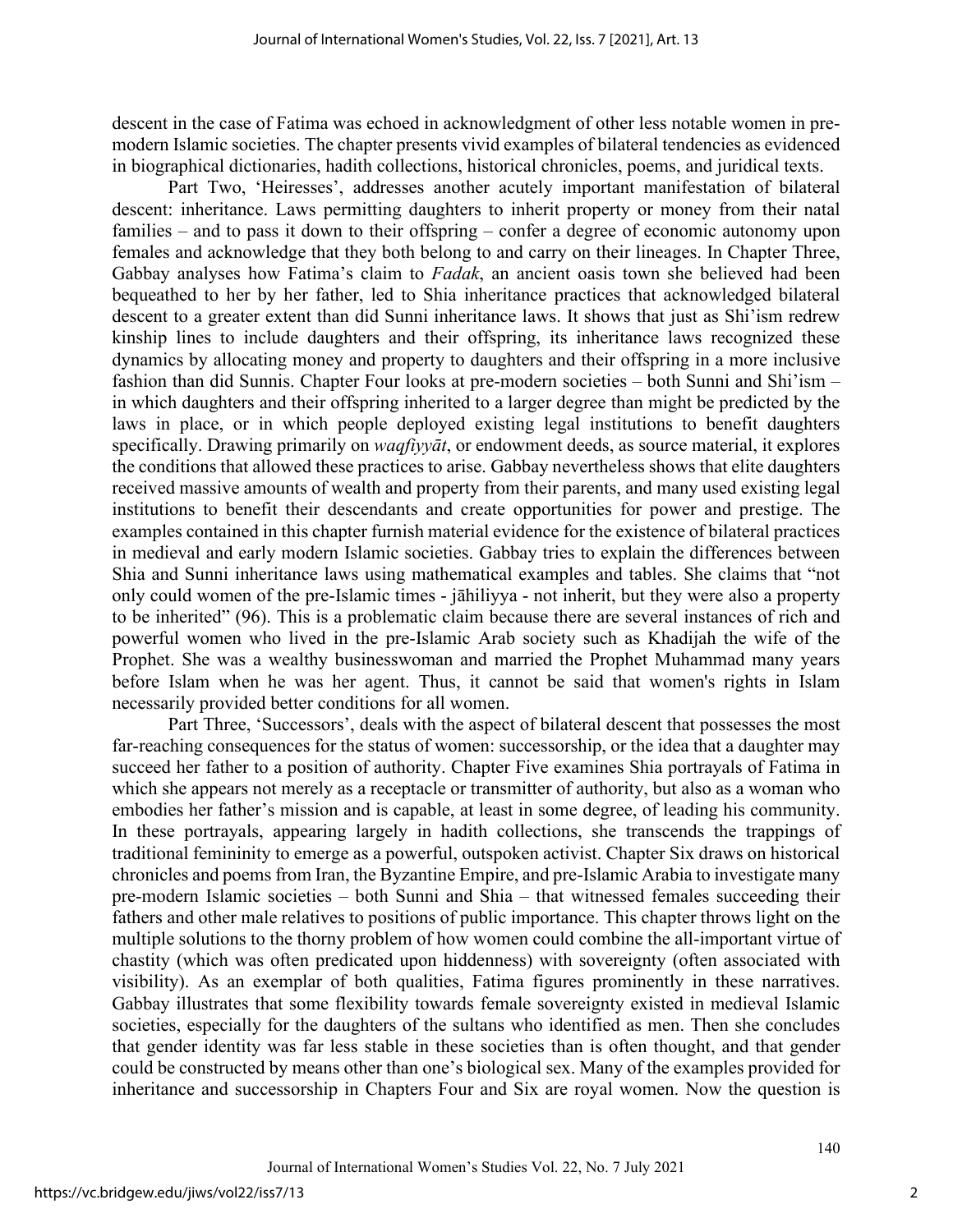descent in the case of Fatima was echoed in acknowledgment of other less notable women in pre-modern Islamic societies. The chapter presents vivid examples of bilateral tendencies as evidenced in biographical dictionaries, hadith collections, historical chronicles, poems, and juridical texts.

Part Two, 'Heiresses', addresses another acutely important manifestation of bilateral descent: inheritance. Laws permitting daughters to inherit property or money from their natal families – and to pass it down to their offspring – confer a degree of economic autonomy upon females and acknowledge that they both belong to and carry on their lineages. In Chapter Three, Gabbay analyses how Fatima's claim to *Fadak*, an ancient oasis town she believed had been bequeathed to her by her father, led to Shia inheritance practices that acknowledged bilateral descent to a greater extent than did Sunni inheritance laws. It shows that just as Shi'ism redrew kinship lines to include daughters and their offspring, its inheritance laws recognized these dynamics by allocating money and property to daughters and their offspring in a more inclusive fashion than did Sunnis. Chapter Four looks at pre-modern societies – both Sunni and Shi'ism – in which daughters and their offspring inherited to a larger degree than might be predicted by the laws in place, or in which people deployed existing legal institutions to benefit daughters specifically. Drawing primarily on *waqfiyyāt*, or endowment deeds, as source material, it explores the conditions that allowed these practices to arise. Gabbay nevertheless shows that elite daughters received massive amounts of wealth and property from their parents, and many used existing legal institutions to benefit their descendants and create opportunities for power and prestige. The examples contained in this chapter furnish material evidence for the existence of bilateral practices in medieval and early modern Islamic societies. Gabbay tries to explain the differences between Shia and Sunni inheritance laws using mathematical examples and tables. She claims that "not only could women of the pre-Islamic times - jāhiliyya - not inherit, but they were also a property to be inherited" (96). This is a problematic claim because there are several instances of rich and powerful women who lived in the pre-Islamic Arab society such as Khadijah the wife of the Prophet. She was a wealthy businesswoman and married the Prophet Muhammad many years before Islam when he was her agent. Thus, it cannot be said that women's rights in Islam necessarily provided better conditions for all women.

Part Three, 'Successors', deals with the aspect of bilateral descent that possesses the most far-reaching consequences for the status of women: successorship, or the idea that a daughter may succeed her father to a position of authority. Chapter Five examines Shia portrayals of Fatima in which she appears not merely as a receptacle or transmitter of authority, but also as a woman who embodies her father's mission and is capable, at least in some degree, of leading his community. In these portrayals, appearing largely in hadith collections, she transcends the trappings of traditional femininity to emerge as a powerful, outspoken activist. Chapter Six draws on historical chronicles and poems from Iran, the Byzantine Empire, and pre-Islamic Arabia to investigate many pre-modern Islamic societies – both Sunni and Shia – that witnessed females succeeding their fathers and other male relatives to positions of public importance. This chapter throws light on the multiple solutions to the thorny problem of how women could combine the all-important virtue of chastity (which was often predicated upon hiddenness) with sovereignty (often associated with visibility). As an exemplar of both qualities, Fatima figures prominently in these narratives. Gabbay illustrates that some flexibility towards female sovereignty existed in medieval Islamic societies, especially for the daughters of the sultans who identified as men. Then she concludes that gender identity was far less stable in these societies than is often thought, and that gender could be constructed by means other than one's biological sex. Many of the examples provided for inheritance and successorship in Chapters Four and Six are royal women. Now the question is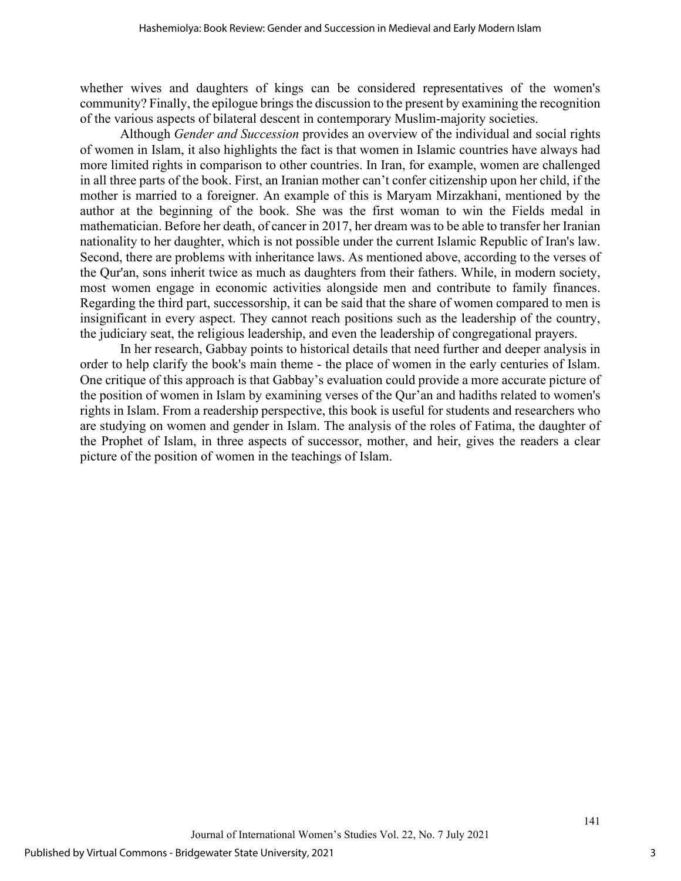whether wives and daughters of kings can be considered representatives of the women's community? Finally, the epilogue brings the discussion to the present by examining the recognition of the various aspects of bilateral descent in contemporary Muslim-majority societies.

Although *Gender and Succession* provides an overview of the individual and social rights of women in Islam, it also highlights the fact is that women in Islamic countries have always had more limited rights in comparison to other countries. In Iran, for example, women are challenged in all three parts of the book. First, an Iranian mother can't confer citizenship upon her child, if the mother is married to a foreigner. An example of this is Maryam Mirzakhani, mentioned by the author at the beginning of the book. She was the first woman to win the Fields medal in mathematician. Before her death, of cancer in 2017, her dream was to be able to transfer her Iranian nationality to her daughter, which is not possible under the current Islamic Republic of Iran's law. Second, there are problems with inheritance laws. As mentioned above, according to the verses of the Qur'an, sons inherit twice as much as daughters from their fathers. While, in modern society, most women engage in economic activities alongside men and contribute to family finances. Regarding the third part, successorship, it can be said that the share of women compared to men is insignificant in every aspect. They cannot reach positions such as the leadership of the country, the judiciary seat, the religious leadership, and even the leadership of congregational prayers.

In her research, Gabbay points to historical details that need further and deeper analysis in order to help clarify the book's main theme - the place of women in the early centuries of Islam. One critique of this approach is that Gabbay's evaluation could provide a more accurate picture of the position of women in Islam by examining verses of the Qur'an and hadiths related to women's rights in Islam. From a readership perspective, this book is useful for students and researchers who are studying on women and gender in Islam. The analysis of the roles of Fatima, the daughter of the Prophet of Islam, in three aspects of successor, mother, and heir, gives the readers a clear picture of the position of women in the teachings of Islam.